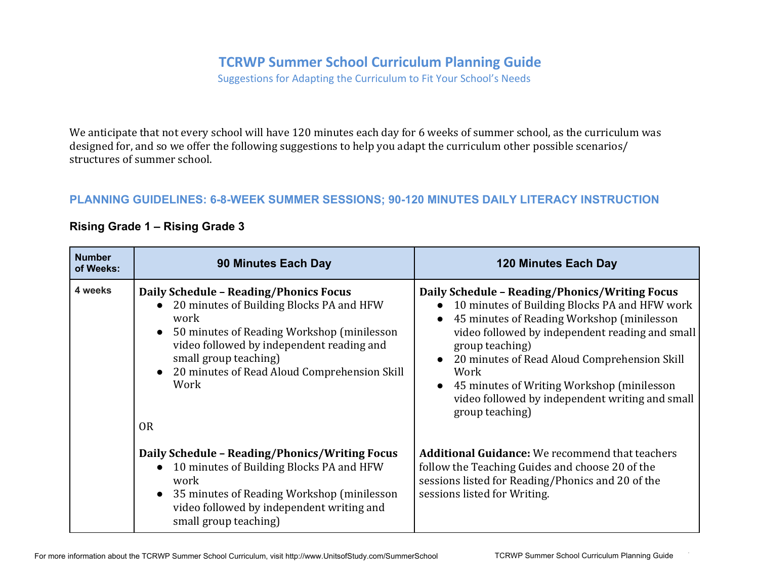# TCRWP Summer School Curriculum Planning Guide

Suggestions for Adapting the Curriculum to Fit Your School's Needs

We anticipate that not every school will have 120 minutes each day for 6 weeks of summer school, as the curriculum was designed for, and so we offer the following suggestions to help you adapt the curriculum other possible scenarios/ structures of summer school.

## PLANNING GUIDELINES: 6-8-WEEK SUMMER SESSIONS; 90-120 MINUTES DAILY LITERACY INSTRUCTION

### Rising Grade 1 – Rising Grade 3

| Number of Weeks: | 90 Minutes Each Day | 120 Minutes Each Day |
|---|---|---|
| 4 weeks | **Daily Schedule – Reading/Phonics Focus**<br>● 20 minutes of Building Blocks PA and HFW work<br>● 50 minutes of Reading Workshop (minilesson video followed by independent reading and small group teaching)<br>● 20 minutes of Read Aloud Comprehension Skill Work<br><br>OR<br><br>**Daily Schedule – Reading/Phonics/Writing Focus**<br>● 10 minutes of Building Blocks PA and HFW work<br>● 35 minutes of Reading Workshop (minilesson video followed by independent writing and small group teaching) | **Daily Schedule – Reading/Phonics/Writing Focus**<br>● 10 minutes of Building Blocks PA and HFW work<br>● 45 minutes of Reading Workshop (minilesson video followed by independent reading and small group teaching)<br>● 20 minutes of Read Aloud Comprehension Skill Work<br>● 45 minutes of Writing Workshop (minilesson video followed by independent writing and small group teaching)<br><br>**Additional Guidance:** We recommend that teachers follow the Teaching Guides and choose 20 of the sessions listed for Reading/Phonics and 20 of the sessions listed for Writing. |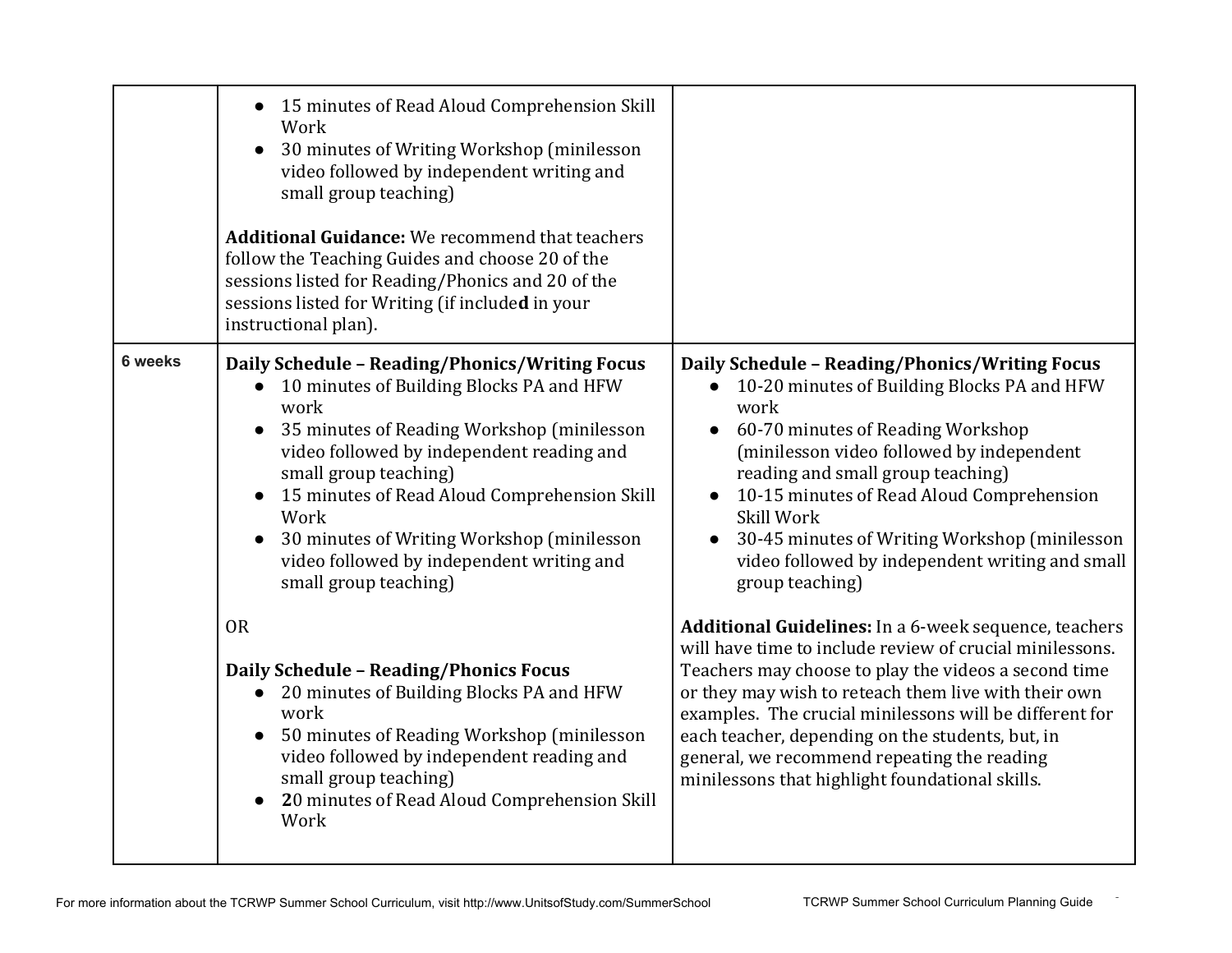| | | |
|---|---|---|
| | • 15 minutes of Read Aloud Comprehension Skill Work<br>• 30 minutes of Writing Workshop (minilesson video followed by independent writing and small group teaching)<br><br>**Additional Guidance:** We recommend that teachers follow the Teaching Guides and choose 20 of the sessions listed for Reading/Phonics and 20 of the sessions listed for Writing (if include**d** in your instructional plan). | |
| 6 weeks | **Daily Schedule – Reading/Phonics/Writing Focus**<br>• 10 minutes of Building Blocks PA and HFW work<br>• 35 minutes of Reading Workshop (minilesson video followed by independent reading and small group teaching)<br>• 15 minutes of Read Aloud Comprehension Skill Work<br>• 30 minutes of Writing Workshop (minilesson video followed by independent writing and small group teaching)<br><br>OR<br><br>**Daily Schedule – Reading/Phonics Focus**<br>• 20 minutes of Building Blocks PA and HFW work<br>• 50 minutes of Reading Workshop (minilesson video followed by independent reading and small group teaching)<br>• **2**0 minutes of Read Aloud Comprehension Skill Work | **Daily Schedule – Reading/Phonics/Writing Focus**<br>• 10-20 minutes of Building Blocks PA and HFW work<br>• 60-70 minutes of Reading Workshop (minilesson video followed by independent reading and small group teaching)<br>• 10-15 minutes of Read Aloud Comprehension Skill Work<br>• 30-45 minutes of Writing Workshop (minilesson video followed by independent writing and small group teaching)<br><br>**Additional Guidelines:** In a 6-week sequence, teachers will have time to include review of crucial minilessons. Teachers may choose to play the videos a second time or they may wish to reteach them live with their own examples. The crucial minilessons will be different for each teacher, depending on the students, but, in general, we recommend repeating the reading minilessons that highlight foundational skills. |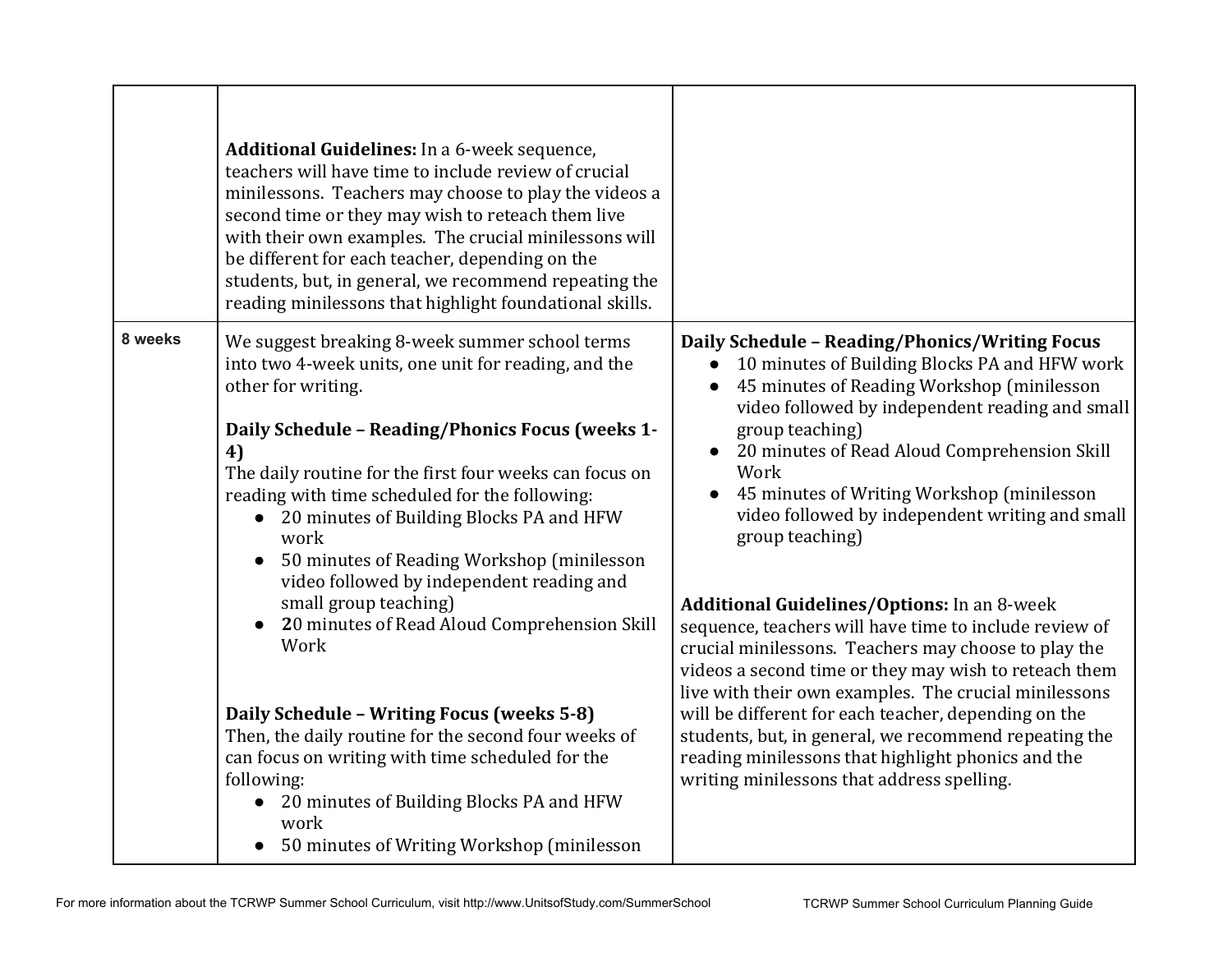| | | |
|---|---|---|
| | **Additional Guidelines:** In a 6-week sequence, teachers will have time to include review of crucial minilessons. Teachers may choose to play the videos a second time or they may wish to reteach them live with their own examples. The crucial minilessons will be different for each teacher, depending on the students, but, in general, we recommend repeating the reading minilessons that highlight foundational skills. | |
| **8 weeks** | We suggest breaking 8-week summer school terms into two 4-week units, one unit for reading, and the other for writing.<br><br>**Daily Schedule – Reading/Phonics Focus (weeks 1-4)**<br>The daily routine for the first four weeks can focus on reading with time scheduled for the following:<br>● 20 minutes of Building Blocks PA and HFW work<br>● 50 minutes of Reading Workshop (minilesson video followed by independent reading and small group teaching)<br>● **2**0 minutes of Read Aloud Comprehension Skill Work<br><br>**Daily Schedule – Writing Focus (weeks 5-8)**<br>Then, the daily routine for the second four weeks of can focus on writing with time scheduled for the following:<br>● 20 minutes of Building Blocks PA and HFW work<br>● 50 minutes of Writing Workshop (minilesson | **Daily Schedule – Reading/Phonics/Writing Focus**<br>● 10 minutes of Building Blocks PA and HFW work<br>● 45 minutes of Reading Workshop (minilesson video followed by independent reading and small group teaching)<br>● 20 minutes of Read Aloud Comprehension Skill Work<br>● 45 minutes of Writing Workshop (minilesson video followed by independent writing and small group teaching)<br><br>**Additional Guidelines/Options:** In an 8-week sequence, teachers will have time to include review of crucial minilessons. Teachers may choose to play the videos a second time or they may wish to reteach them live with their own examples. The crucial minilessons will be different for each teacher, depending on the students, but, in general, we recommend repeating the reading minilessons that highlight phonics and the writing minilessons that address spelling. |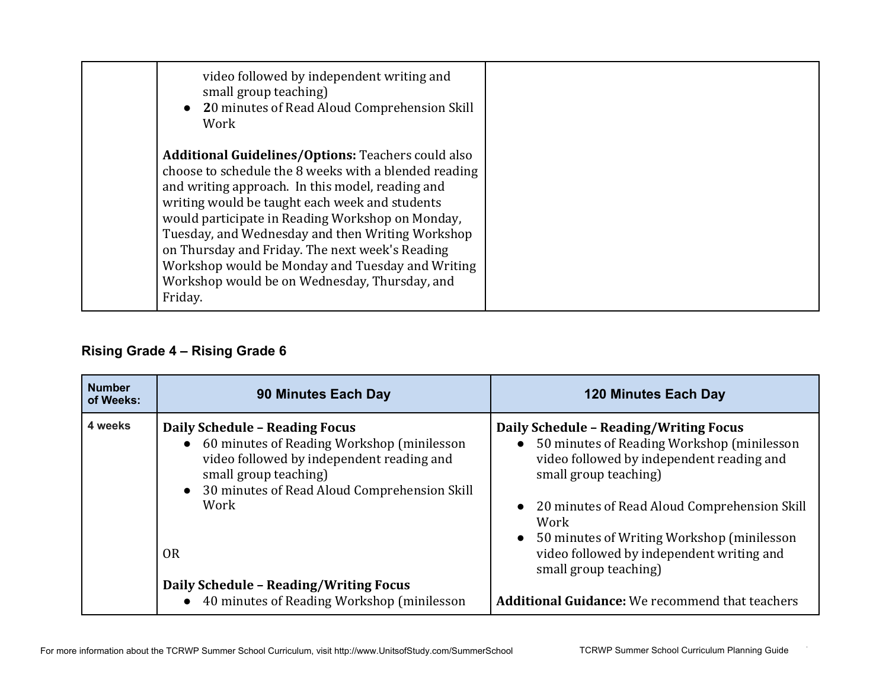| | | |
|---|---|---|
| | video followed by independent writing and small group teaching)<br>● 20 minutes of Read Aloud Comprehension Skill Work<br><br>**Additional Guidelines/Options:** Teachers could also choose to schedule the 8 weeks with a blended reading and writing approach. In this model, reading and writing would be taught each week and students would participate in Reading Workshop on Monday, Tuesday, and Wednesday and then Writing Workshop on Thursday and Friday. The next week's Reading Workshop would be Monday and Tuesday and Writing Workshop would be on Wednesday, Thursday, and Friday. | |

### Rising Grade 4 – Rising Grade 6

| Number of Weeks: | 90 Minutes Each Day | 120 Minutes Each Day |
|---|---|---|
| 4 weeks | **Daily Schedule – Reading Focus**<br>● 60 minutes of Reading Workshop (minilesson video followed by independent reading and small group teaching)<br>● 30 minutes of Read Aloud Comprehension Skill Work<br><br>OR<br><br>**Daily Schedule – Reading/Writing Focus**<br>● 40 minutes of Reading Workshop (minilesson | **Daily Schedule – Reading/Writing Focus**<br>● 50 minutes of Reading Workshop (minilesson video followed by independent reading and small group teaching)<br><br>● 20 minutes of Read Aloud Comprehension Skill Work<br>● 50 minutes of Writing Workshop (minilesson video followed by independent writing and small group teaching)<br><br>**Additional Guidance:** We recommend that teachers |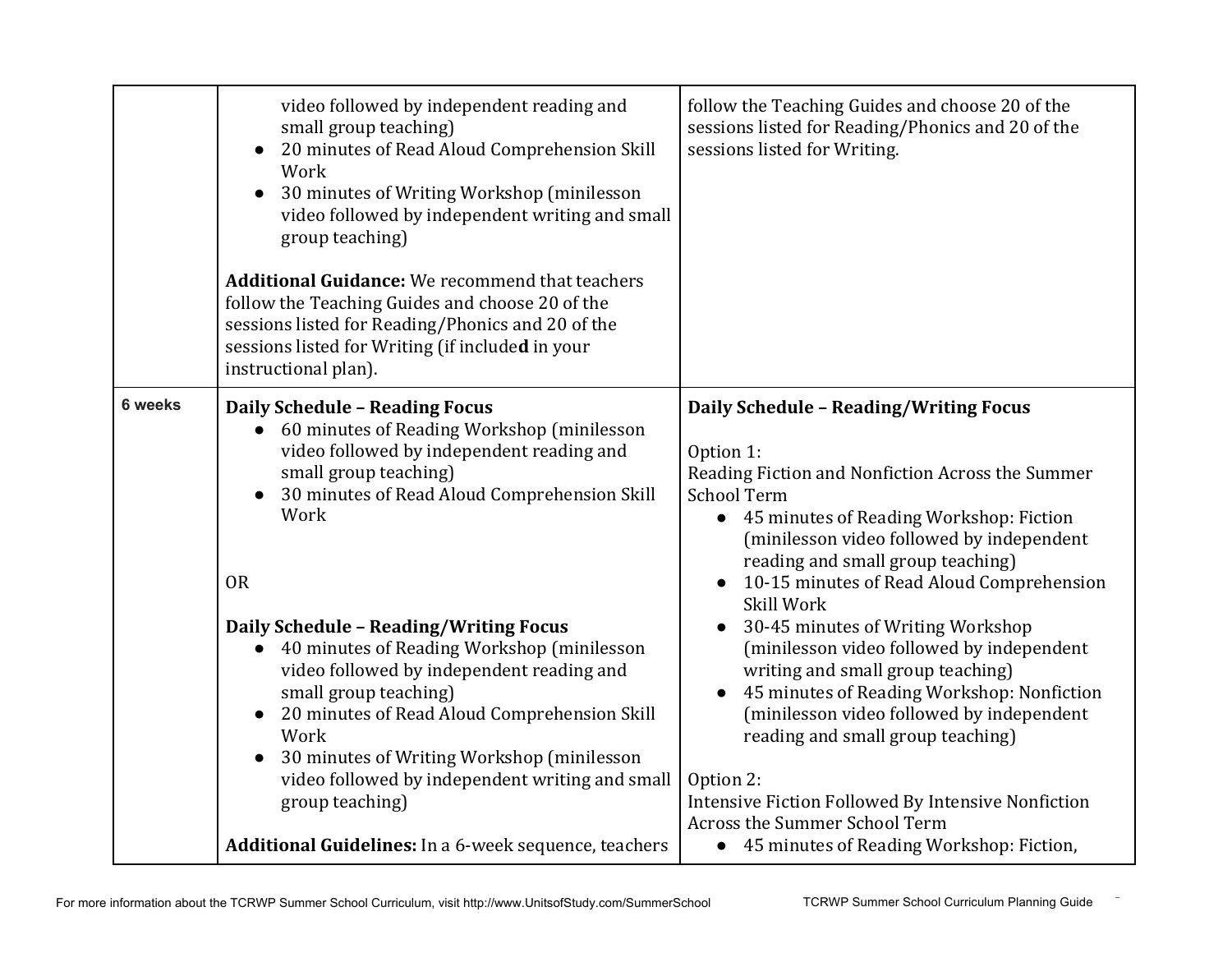| | | |
|---|---|---|
| | video followed by independent reading and small group teaching)<br>• 20 minutes of Read Aloud Comprehension Skill Work<br>• 30 minutes of Writing Workshop (minilesson video followed by independent writing and small group teaching)<br><br>**Additional Guidance:** We recommend that teachers follow the Teaching Guides and choose 20 of the sessions listed for Reading/Phonics and 20 of the sessions listed for Writing (if included in your instructional plan). | follow the Teaching Guides and choose 20 of the sessions listed for Reading/Phonics and 20 of the sessions listed for Writing. |
| **6 weeks** | **Daily Schedule – Reading Focus**<br>• 60 minutes of Reading Workshop (minilesson video followed by independent reading and small group teaching)<br>• 30 minutes of Read Aloud Comprehension Skill Work<br><br>OR<br><br>**Daily Schedule – Reading/Writing Focus**<br>• 40 minutes of Reading Workshop (minilesson video followed by independent reading and small group teaching)<br>• 20 minutes of Read Aloud Comprehension Skill Work<br>• 30 minutes of Writing Workshop (minilesson video followed by independent writing and small group teaching)<br><br>**Additional Guidelines:** In a 6-week sequence, teachers | **Daily Schedule – Reading/Writing Focus**<br><br>Option 1:<br>Reading Fiction and Nonfiction Across the Summer School Term<br>• 45 minutes of Reading Workshop: Fiction (minilesson video followed by independent reading and small group teaching)<br>• 10-15 minutes of Read Aloud Comprehension Skill Work<br>• 30-45 minutes of Writing Workshop (minilesson video followed by independent writing and small group teaching)<br>• 45 minutes of Reading Workshop: Nonfiction (minilesson video followed by independent reading and small group teaching)<br><br>Option 2:<br>Intensive Fiction Followed By Intensive Nonfiction Across the Summer School Term<br>• 45 minutes of Reading Workshop: Fiction, |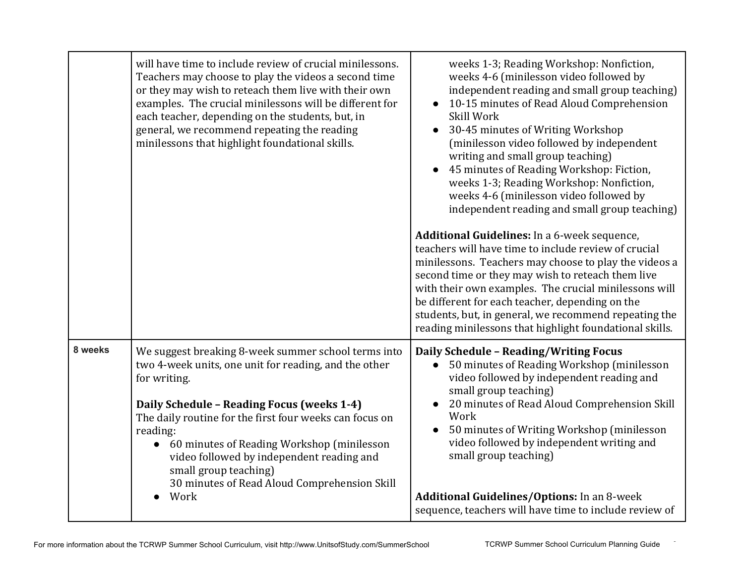| | | |
|---|---|---|
| | will have time to include review of crucial minilessons. Teachers may choose to play the videos a second time or they may wish to reteach them live with their own examples. The crucial minilessons will be different for each teacher, depending on the students, but, in general, we recommend repeating the reading minilessons that highlight foundational skills. | weeks 1-3; Reading Workshop: Nonfiction, weeks 4-6 (minilesson video followed by independent reading and small group teaching)<br>● 10-15 minutes of Read Aloud Comprehension Skill Work<br>● 30-45 minutes of Writing Workshop (minilesson video followed by independent writing and small group teaching)<br>● 45 minutes of Reading Workshop: Fiction, weeks 1-3; Reading Workshop: Nonfiction, weeks 4-6 (minilesson video followed by independent reading and small group teaching)<br><br>**Additional Guidelines:** In a 6-week sequence, teachers will have time to include review of crucial minilessons. Teachers may choose to play the videos a second time or they may wish to reteach them live with their own examples. The crucial minilessons will be different for each teacher, depending on the students, but, in general, we recommend repeating the reading minilessons that highlight foundational skills. |
| **8 weeks** | We suggest breaking 8-week summer school terms into two 4-week units, one unit for reading, and the other for writing.<br><br>**Daily Schedule – Reading Focus (weeks 1-4)**<br>The daily routine for the first four weeks can focus on reading:<br>● 60 minutes of Reading Workshop (minilesson video followed by independent reading and small group teaching)<br>● 30 minutes of Read Aloud Comprehension Skill Work | **Daily Schedule – Reading/Writing Focus**<br>● 50 minutes of Reading Workshop (minilesson video followed by independent reading and small group teaching)<br>● 20 minutes of Read Aloud Comprehension Skill Work<br>● 50 minutes of Writing Workshop (minilesson video followed by independent writing and small group teaching)<br><br>**Additional Guidelines/Options:** In an 8-week sequence, teachers will have time to include review of |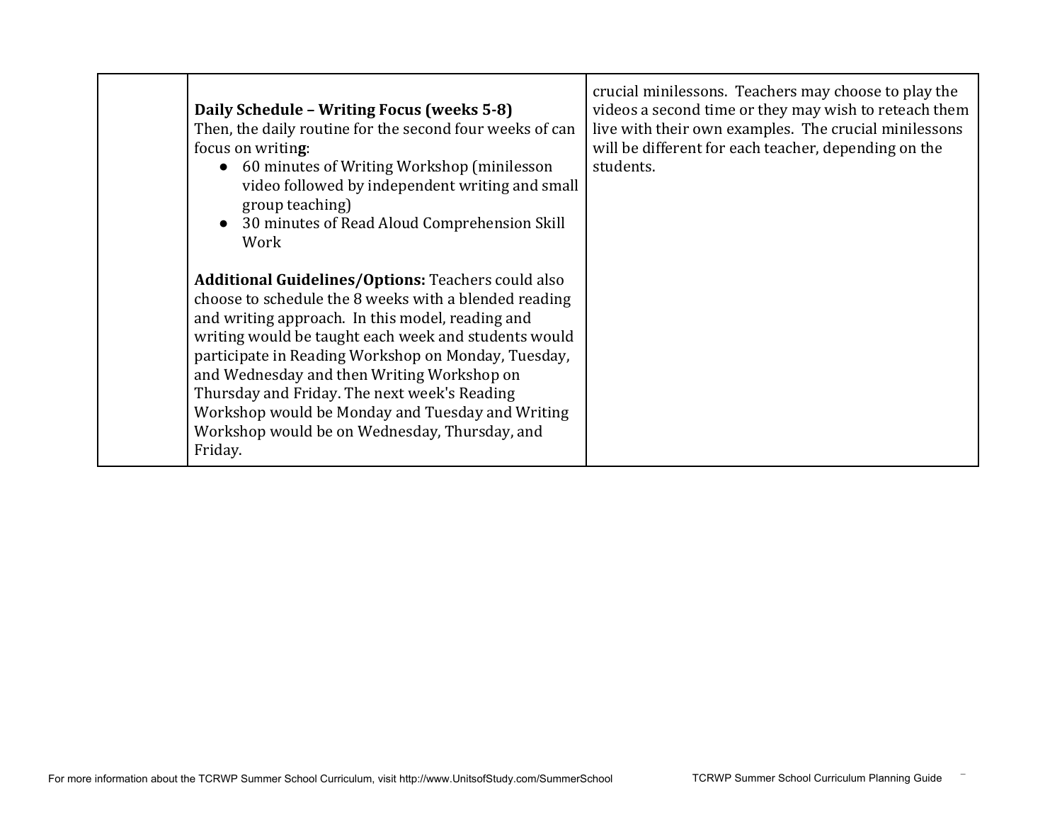| | | |
|---|---|---|
| | **Daily Schedule – Writing Focus (weeks 5-8)**<br>Then, the daily routine for the second four weeks of can focus on writin**g**:<br>● 60 minutes of Writing Workshop (minilesson video followed by independent writing and small group teaching)<br>● 30 minutes of Read Aloud Comprehension Skill Work<br><br>**Additional Guidelines/Options:** Teachers could also choose to schedule the 8 weeks with a blended reading and writing approach. In this model, reading and writing would be taught each week and students would participate in Reading Workshop on Monday, Tuesday, and Wednesday and then Writing Workshop on Thursday and Friday. The next week's Reading Workshop would be Monday and Tuesday and Writing Workshop would be on Wednesday, Thursday, and Friday. | crucial minilessons. Teachers may choose to play the videos a second time or they may wish to reteach them live with their own examples. The crucial minilessons will be different for each teacher, depending on the students. |